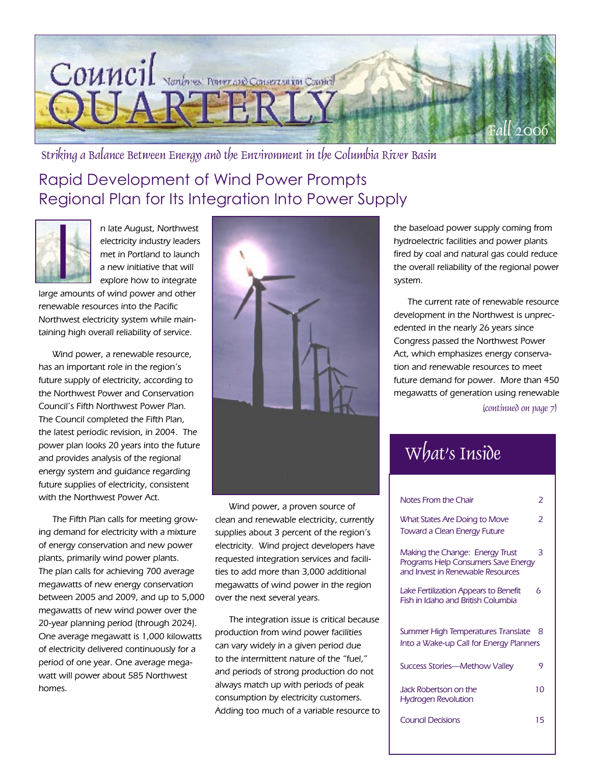# Council Quarterly

Northwest Power and Conservation Council

Fall 2006

*Striking a Balance Between Energy and the Environment in the Columbia River Basin*

## Rapid Development of Wind Power Prompts Regional Plan for Its Integration Into Power Supply

In late August, Northwest electricity industry leaders met in Portland to launch a new initiative that will explore how to integrate large amounts of wind power and other renewable resources into the Pacific Northwest electricity system while maintaining high overall reliability of service.

Wind power, a renewable resource, has an important role in the region's future supply of electricity, according to the Northwest Power and Conservation Council's Fifth Northwest Power Plan. The Council completed the Fifth Plan, the latest periodic revision, in 2004. The power plan looks 20 years into the future and provides analysis of the regional energy system and guidance regarding future supplies of electricity, consistent with the Northwest Power Act.

The Fifth Plan calls for meeting growing demand for electricity with a mixture of energy conservation and new power plants, primarily wind power plants. The plan calls for achieving 700 average megawatts of new energy conservation between 2005 and 2009, and up to 5,000 megawatts of new wind power over the 20-year planning period (through 2024). One average megawatt is 1,000 kilowatts of electricity delivered continuously for a period of one year. One average megawatt will power about 585 Northwest homes.

Wind power, a proven source of clean and renewable electricity, currently supplies about 3 percent of the region's electricity. Wind project developers have requested integration services and facilities to add more than 3,000 additional megawatts of wind power in the region over the next several years.

The integration issue is critical because production from wind power facilities can vary widely in a given period due to the intermittent nature of the "fuel," and periods of strong production do not always match up with periods of peak consumption by electricity customers. Adding too much of a variable resource to the baseload power supply coming from hydroelectric facilities and power plants fired by coal and natural gas could reduce the overall reliability of the regional power system.

The current rate of renewable resource development in the Northwest is unprecedented in the nearly 26 years since Congress passed the Northwest Power Act, which emphasizes energy conservation and renewable resources to meet future demand for power. More than 450 megawatts of generation using renewable

*(continued on page 7)*

## What's Inside

| | |
|---|---|
| Notes From the Chair | 2 |
| What States Are Doing to Move Toward a Clean Energy Future | 2 |
| Making the Change: Energy Trust Programs Help Consumers Save Energy and Invest in Renewable Resources | 3 |
| Lake Fertilization Appears to Benefit Fish in Idaho and British Columbia | 6 |
| Summer High Temperatures Translate Into a Wake-up Call for Energy Planners | 8 |
| Success Stories—Methow Valley | 9 |
| Jack Robertson on the Hydrogen Revolution | 10 |
| Council Decisions | 15 |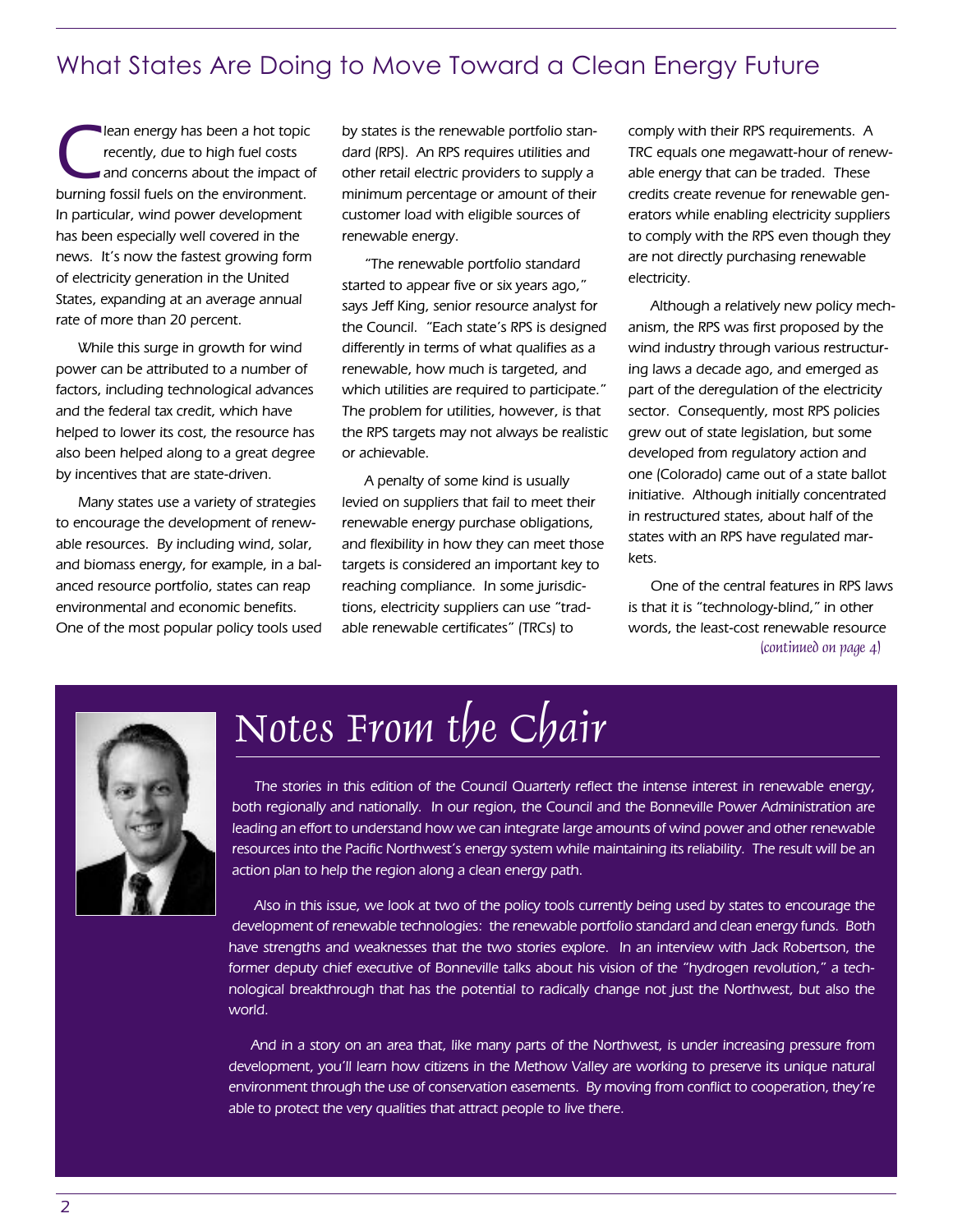## What States Are Doing to Move Toward a Clean Energy Future

Clean energy has been a hot topic recently, due to high fuel costs and concerns about the impact of burning fossil fuels on the environment. In particular, wind power development has been especially well covered in the news. It's now the fastest growing form of electricity generation in the United States, expanding at an average annual rate of more than 20 percent.

While this surge in growth for wind power can be attributed to a number of factors, including technological advances and the federal tax credit, which have helped to lower its cost, the resource has also been helped along to a great degree by incentives that are state-driven.

Many states use a variety of strategies to encourage the development of renewable resources. By including wind, solar, and biomass energy, for example, in a balanced resource portfolio, states can reap environmental and economic benefits. One of the most popular policy tools used by states is the renewable portfolio standard (RPS). An RPS requires utilities and other retail electric providers to supply a minimum percentage or amount of their customer load with eligible sources of renewable energy.

"The renewable portfolio standard started to appear five or six years ago," says Jeff King, senior resource analyst for the Council. "Each state's RPS is designed differently in terms of what qualifies as a renewable, how much is targeted, and which utilities are required to participate." The problem for utilities, however, is that the RPS targets may not always be realistic or achievable.

A penalty of some kind is usually levied on suppliers that fail to meet their renewable energy purchase obligations, and flexibility in how they can meet those targets is considered an important key to reaching compliance. In some jurisdictions, electricity suppliers can use "tradable renewable certificates" (TRCs) to comply with their RPS requirements. A TRC equals one megawatt-hour of renewable energy that can be traded. These credits create revenue for renewable generators while enabling electricity suppliers to comply with the RPS even though they are not directly purchasing renewable electricity.

Although a relatively new policy mechanism, the RPS was first proposed by the wind industry through various restructuring laws a decade ago, and emerged as part of the deregulation of the electricity sector. Consequently, most RPS policies grew out of state legislation, but some developed from regulatory action and one (Colorado) came out of a state ballot initiative. Although initially concentrated in restructured states, about half of the states with an RPS have regulated markets.

One of the central features in RPS laws is that it is "technology-blind," in other words, the least-cost renewable resource

*(continued on page 4)*

## Notes From the Chair

The stories in this edition of the Council Quarterly reflect the intense interest in renewable energy, both regionally and nationally. In our region, the Council and the Bonneville Power Administration are leading an effort to understand how we can integrate large amounts of wind power and other renewable resources into the Pacific Northwest's energy system while maintaining its reliability. The result will be an action plan to help the region along a clean energy path.

Also in this issue, we look at two of the policy tools currently being used by states to encourage the development of renewable technologies: the renewable portfolio standard and clean energy funds. Both have strengths and weaknesses that the two stories explore. In an interview with Jack Robertson, the former deputy chief executive of Bonneville talks about his vision of the "hydrogen revolution," a technological breakthrough that has the potential to radically change not just the Northwest, but also the world.

And in a story on an area that, like many parts of the Northwest, is under increasing pressure from development, you'll learn how citizens in the Methow Valley are working to preserve its unique natural environment through the use of conservation easements. By moving from conflict to cooperation, they're able to protect the very qualities that attract people to live there.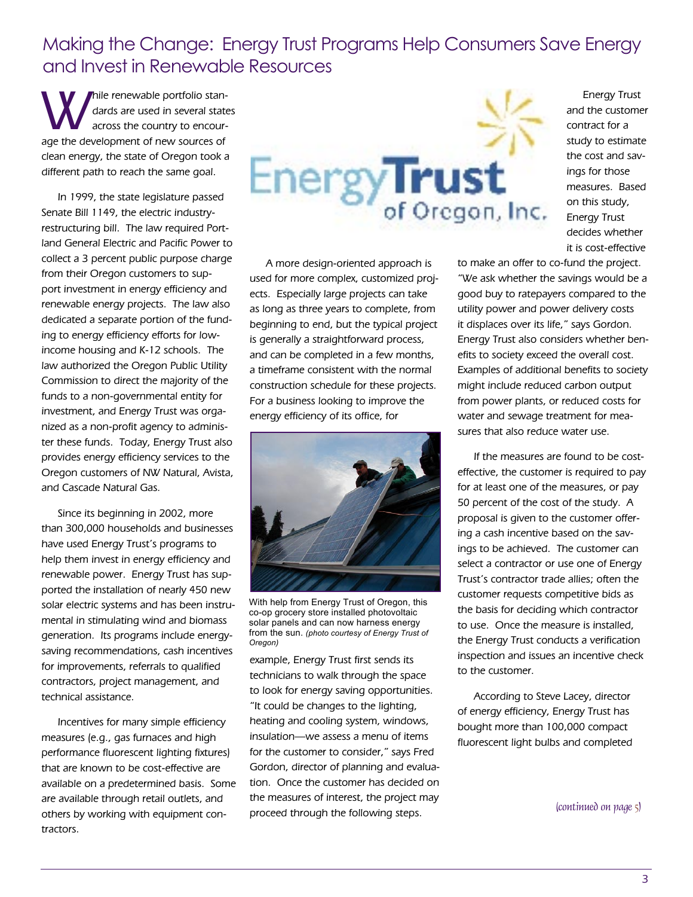# Making the Change: Energy Trust Programs Help Consumers Save Energy and Invest in Renewable Resources

While renewable portfolio standards are used in several states across the country to encourage the development of new sources of clean energy, the state of Oregon took a different path to reach the same goal.

In 1999, the state legislature passed Senate Bill 1149, the electric industry-restructuring bill. The law required Portland General Electric and Pacific Power to collect a 3 percent public purpose charge from their Oregon customers to support investment in energy efficiency and renewable energy projects. The law also dedicated a separate portion of the funding to energy efficiency efforts for low-income housing and K-12 schools. The law authorized the Oregon Public Utility Commission to direct the majority of the funds to a non-governmental entity for investment, and Energy Trust was organized as a non-profit agency to administer these funds. Today, Energy Trust also provides energy efficiency services to the Oregon customers of NW Natural, Avista, and Cascade Natural Gas.

Since its beginning in 2002, more than 300,000 households and businesses have used Energy Trust's programs to help them invest in energy efficiency and renewable power. Energy Trust has supported the installation of nearly 450 new solar electric systems and has been instrumental in stimulating wind and biomass generation. Its programs include energy-saving recommendations, cash incentives for improvements, referrals to qualified contractors, project management, and technical assistance.

Incentives for many simple efficiency measures (e.g., gas furnaces and high performance fluorescent lighting fixtures) that are known to be cost-effective are available on a predetermined basis. Some are available through retail outlets, and others by working with equipment contractors.

A more design-oriented approach is used for more complex, customized projects. Especially large projects can take as long as three years to complete, from beginning to end, but the typical project is generally a straightforward process, and can be completed in a few months, a timeframe consistent with the normal construction schedule for these projects. For a business looking to improve the energy efficiency of its office, for example, Energy Trust first sends its technicians to walk through the space to look for energy saving opportunities. "It could be changes to the lighting, heating and cooling system, windows, insulation—we assess a menu of items for the customer to consider," says Fred Gordon, director of planning and evaluation. Once the customer has decided on the measures of interest, the project may proceed through the following steps.

With help from Energy Trust of Oregon, this co-op grocery store installed photovoltaic solar panels and can now harness energy from the sun. *(photo courtesy of Energy Trust of Oregon)*

Energy Trust and the customer contract for a study to estimate the cost and savings for those measures. Based on this study, Energy Trust decides whether it is cost-effective to make an offer to co-fund the project. "We ask whether the savings would be a good buy to ratepayers compared to the utility power and power delivery costs it displaces over its life," says Gordon. Energy Trust also considers whether benefits to society exceed the overall cost. Examples of additional benefits to society might include reduced carbon output from power plants, or reduced costs for water and sewage treatment for measures that also reduce water use.

If the measures are found to be cost-effective, the customer is required to pay for at least one of the measures, or pay 50 percent of the cost of the study. A proposal is given to the customer offering a cash incentive based on the savings to be achieved. The customer can select a contractor or use one of Energy Trust's contractor trade allies; often the customer requests competitive bids as the basis for deciding which contractor to use. Once the measure is installed, the Energy Trust conducts a verification inspection and issues an incentive check to the customer.

According to Steve Lacey, director of energy efficiency, Energy Trust has bought more than 100,000 compact fluorescent light bulbs and completed

*(continued on page 5)*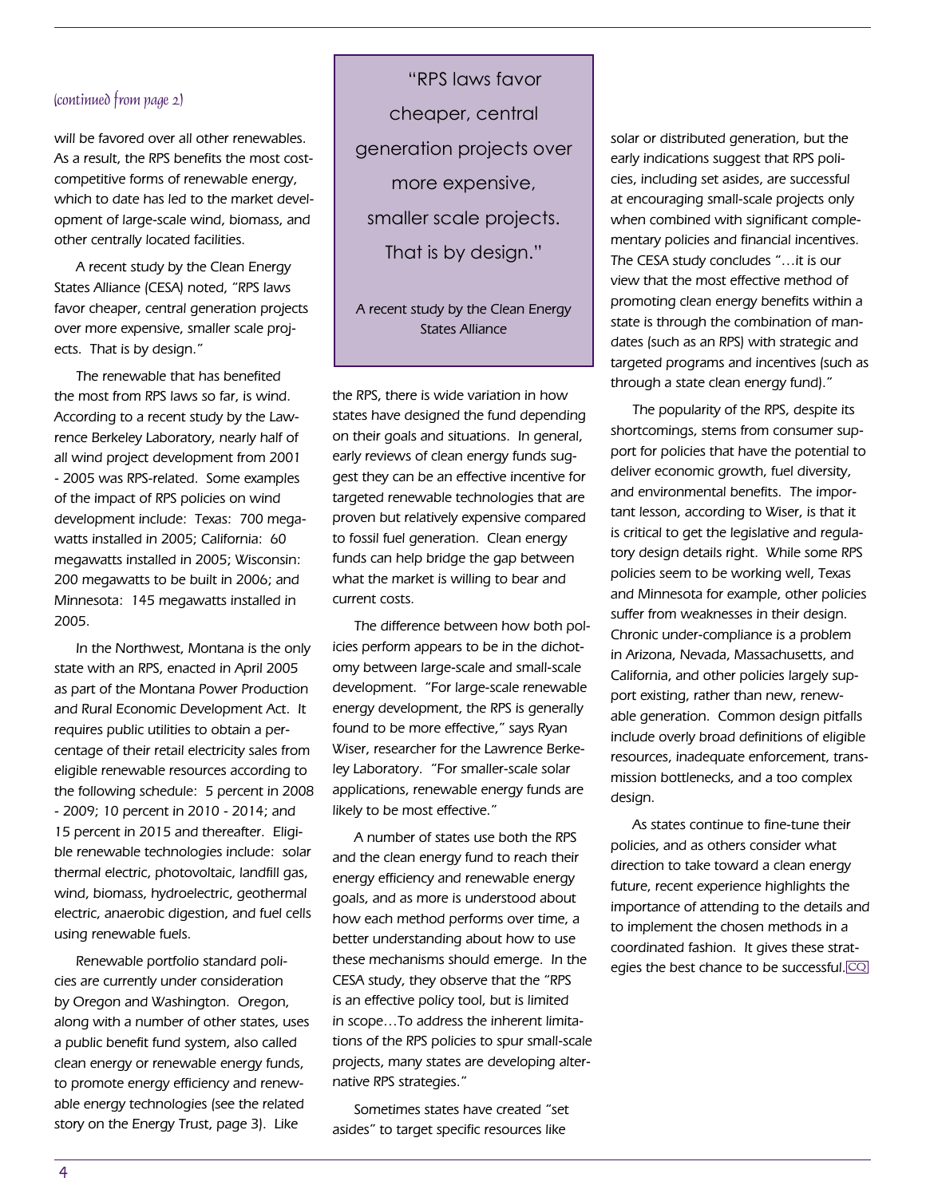*(continued from page 2)*

will be favored over all other renewables. As a result, the RPS benefits the most cost-competitive forms of renewable energy, which to date has led to the market development of large-scale wind, biomass, and other centrally located facilities.

A recent study by the Clean Energy States Alliance (CESA) noted, "RPS laws favor cheaper, central generation projects over more expensive, smaller scale projects. That is by design."

The renewable that has benefited the most from RPS laws so far, is wind. According to a recent study by the Lawrence Berkeley Laboratory, nearly half of all wind project development from 2001 - 2005 was RPS-related. Some examples of the impact of RPS policies on wind development include: Texas: 700 megawatts installed in 2005; California: 60 megawatts installed in 2005; Wisconsin: 200 megawatts to be built in 2006; and Minnesota: 145 megawatts installed in 2005.

In the Northwest, Montana is the only state with an RPS, enacted in April 2005 as part of the Montana Power Production and Rural Economic Development Act. It requires public utilities to obtain a percentage of their retail electricity sales from eligible renewable resources according to the following schedule: 5 percent in 2008 - 2009; 10 percent in 2010 - 2014; and 15 percent in 2015 and thereafter. Eligible renewable technologies include: solar thermal electric, photovoltaic, landfill gas, wind, biomass, hydroelectric, geothermal electric, anaerobic digestion, and fuel cells using renewable fuels.

Renewable portfolio standard policies are currently under consideration by Oregon and Washington. Oregon, along with a number of other states, uses a public benefit fund system, also called clean energy or renewable energy funds, to promote energy efficiency and renewable energy technologies (see the related story on the Energy Trust, page 3). Like

> "RPS laws favor cheaper, central generation projects over more expensive, smaller scale projects. That is by design."
>
> A recent study by the Clean Energy States Alliance

the RPS, there is wide variation in how states have designed the fund depending on their goals and situations. In general, early reviews of clean energy funds suggest they can be an effective incentive for targeted renewable technologies that are proven but relatively expensive compared to fossil fuel generation. Clean energy funds can help bridge the gap between what the market is willing to bear and current costs.

The difference between how both policies perform appears to be in the dichotomy between large-scale and small-scale development. "For large-scale renewable energy development, the RPS is generally found to be more effective," says Ryan Wiser, researcher for the Lawrence Berkeley Laboratory. "For smaller-scale solar applications, renewable energy funds are likely to be most effective."

A number of states use both the RPS and the clean energy fund to reach their energy efficiency and renewable energy goals, and as more is understood about how each method performs over time, a better understanding about how to use these mechanisms should emerge. In the CESA study, they observe that the "RPS is an effective policy tool, but is limited in scope…To address the inherent limitations of the RPS policies to spur small-scale projects, many states are developing alternative RPS strategies."

Sometimes states have created "set asides" to target specific resources like solar or distributed generation, but the early indications suggest that RPS policies, including set asides, are successful at encouraging small-scale projects only when combined with significant complementary policies and financial incentives. The CESA study concludes "…it is our view that the most effective method of promoting clean energy benefits within a state is through the combination of mandates (such as an RPS) with strategic and targeted programs and incentives (such as through a state clean energy fund)."

The popularity of the RPS, despite its shortcomings, stems from consumer support for policies that have the potential to deliver economic growth, fuel diversity, and environmental benefits. The important lesson, according to Wiser, is that it is critical to get the legislative and regulatory design details right. While some RPS policies seem to be working well, Texas and Minnesota for example, other policies suffer from weaknesses in their design. Chronic under-compliance is a problem in Arizona, Nevada, Massachusetts, and California, and other policies largely support existing, rather than new, renewable generation. Common design pitfalls include overly broad definitions of eligible resources, inadequate enforcement, transmission bottlenecks, and a too complex design.

As states continue to fine-tune their policies, and as others consider what direction to take toward a clean energy future, recent experience highlights the importance of attending to the details and to implement the chosen methods in a coordinated fashion. It gives these strategies the best chance to be successful. CQ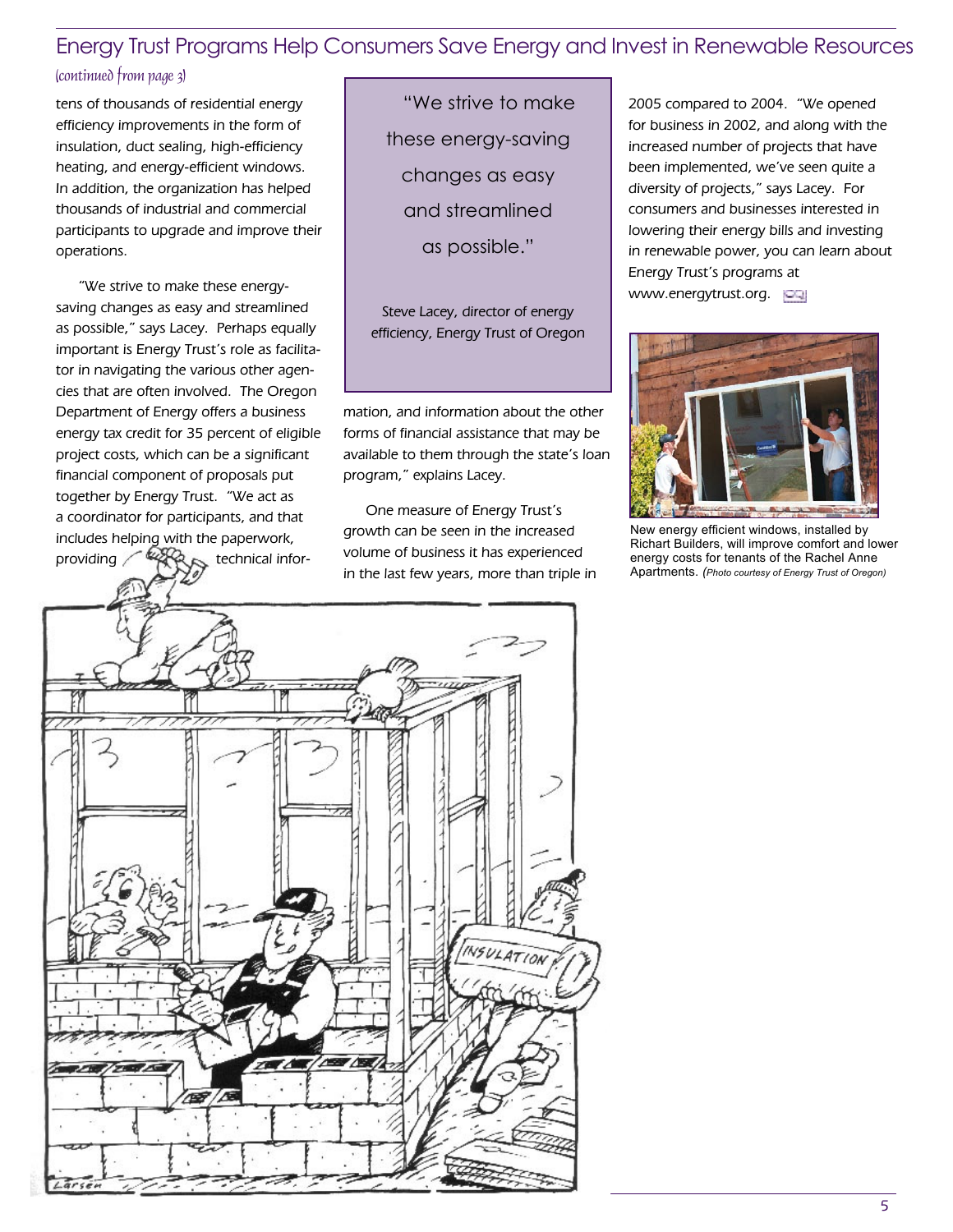## Energy Trust Programs Help Consumers Save Energy and Invest in Renewable Resources

*(continued from page 3)*

tens of thousands of residential energy efficiency improvements in the form of insulation, duct sealing, high-efficiency heating, and energy-efficient windows. In addition, the organization has helped thousands of industrial and commercial participants to upgrade and improve their operations.

"We strive to make these energy-saving changes as easy and streamlined as possible," says Lacey. Perhaps equally important is Energy Trust's role as facilitator in navigating the various other agencies that are often involved. The Oregon Department of Energy offers a business energy tax credit for 35 percent of eligible project costs, which can be a significant financial component of proposals put together by Energy Trust. "We act as a coordinator for participants, and that includes helping with the paperwork, providing technical information, and information about the other forms of financial assistance that may be available to them through the state's loan program," explains Lacey.

> "We strive to make these energy-saving changes as easy and streamlined as possible."
>
> Steve Lacey, director of energy efficiency, Energy Trust of Oregon

One measure of Energy Trust's growth can be seen in the increased volume of business it has experienced in the last few years, more than triple in 2005 compared to 2004. "We opened for business in 2002, and along with the increased number of projects that have been implemented, we've seen quite a diversity of projects," says Lacey. For consumers and businesses interested in lowering their energy bills and investing in renewable power, you can learn about Energy Trust's programs at www.energytrust.org.

New energy efficient windows, installed by Richart Builders, will improve comfort and lower energy costs for tenants of the Rachel Anne Apartments. *(Photo courtesy of Energy Trust of Oregon)*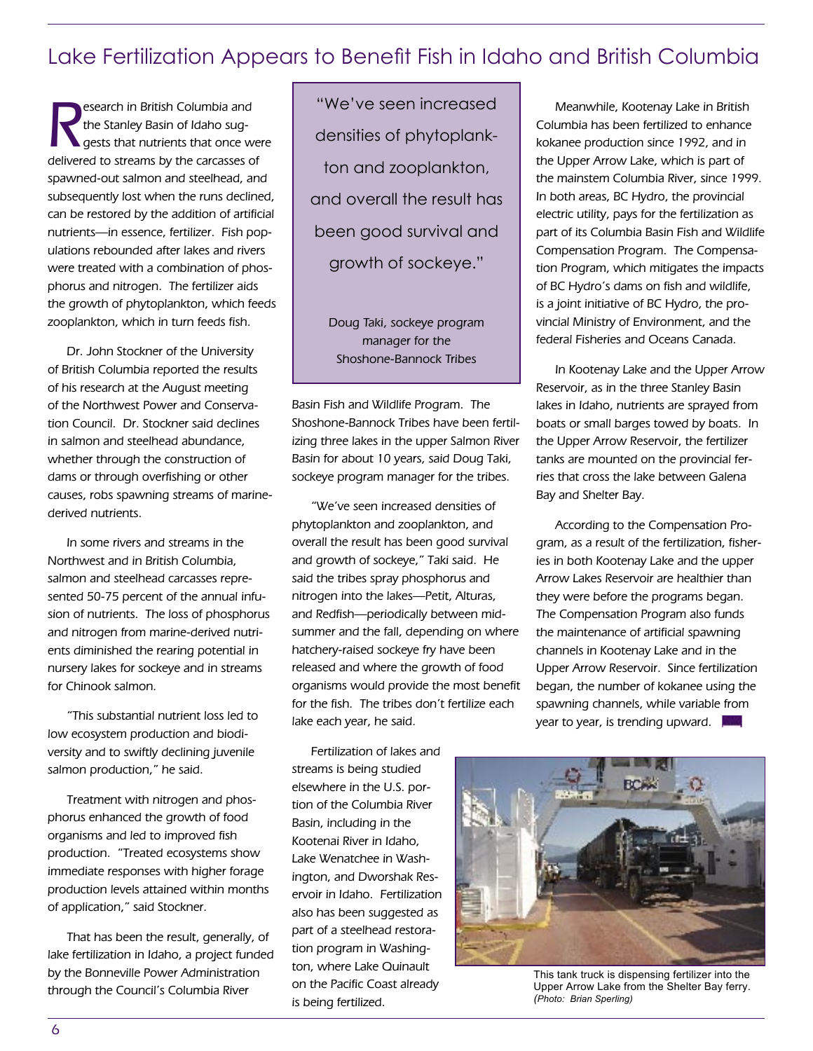# Lake Fertilization Appears to Benefit Fish in Idaho and British Columbia

Research in British Columbia and the Stanley Basin of Idaho suggests that nutrients that once were delivered to streams by the carcasses of spawned-out salmon and steelhead, and subsequently lost when the runs declined, can be restored by the addition of artificial nutrients—in essence, fertilizer. Fish populations rebounded after lakes and rivers were treated with a combination of phosphorus and nitrogen. The fertilizer aids the growth of phytoplankton, which feeds zooplankton, which in turn feeds fish.

Dr. John Stockner of the University of British Columbia reported the results of his research at the August meeting of the Northwest Power and Conservation Council. Dr. Stockner said declines in salmon and steelhead abundance, whether through the construction of dams or through overfishing or other causes, robs spawning streams of marine-derived nutrients.

In some rivers and streams in the Northwest and in British Columbia, salmon and steelhead carcasses represented 50-75 percent of the annual infusion of nutrients. The loss of phosphorus and nitrogen from marine-derived nutrients diminished the rearing potential in nursery lakes for sockeye and in streams for Chinook salmon.

"This substantial nutrient loss led to low ecosystem production and biodiversity and to swiftly declining juvenile salmon production," he said.

Treatment with nitrogen and phosphorus enhanced the growth of food organisms and led to improved fish production. "Treated ecosystems show immediate responses with higher forage production levels attained within months of application," said Stockner.

That has been the result, generally, of lake fertilization in Idaho, a project funded by the Bonneville Power Administration through the Council's Columbia River Basin Fish and Wildlife Program. The Shoshone-Bannock Tribes have been fertilizing three lakes in the upper Salmon River Basin for about 10 years, said Doug Taki, sockeye program manager for the tribes.

> "We've seen increased densities of phytoplankton and zooplankton, and overall the result has been good survival and growth of sockeye."
>
> Doug Taki, sockeye program manager for the Shoshone-Bannock Tribes

"We've seen increased densities of phytoplankton and zooplankton, and overall the result has been good survival and growth of sockeye," Taki said. He said the tribes spray phosphorus and nitrogen into the lakes—Petit, Alturas, and Redfish—periodically between midsummer and the fall, depending on where hatchery-raised sockeye fry have been released and where the growth of food organisms would provide the most benefit for the fish. The tribes don't fertilize each lake each year, he said.

Fertilization of lakes and streams is being studied elsewhere in the U.S. portion of the Columbia River Basin, including in the Kootenai River in Idaho, Lake Wenatchee in Washington, and Dworshak Reservoir in Idaho. Fertilization also has been suggested as part of a steelhead restoration program in Washington, where Lake Quinault on the Pacific Coast already is being fertilized.

Meanwhile, Kootenay Lake in British Columbia has been fertilized to enhance kokanee production since 1992, and in the Upper Arrow Lake, which is part of the mainstem Columbia River, since 1999. In both areas, BC Hydro, the provincial electric utility, pays for the fertilization as part of its Columbia Basin Fish and Wildlife Compensation Program. The Compensation Program, which mitigates the impacts of BC Hydro's dams on fish and wildlife, is a joint initiative of BC Hydro, the provincial Ministry of Environment, and the federal Fisheries and Oceans Canada.

In Kootenay Lake and the Upper Arrow Reservoir, as in the three Stanley Basin lakes in Idaho, nutrients are sprayed from boats or small barges towed by boats. In the Upper Arrow Reservoir, the fertilizer tanks are mounted on the provincial ferries that cross the lake between Galena Bay and Shelter Bay.

According to the Compensation Program, as a result of the fertilization, fisheries in both Kootenay Lake and the upper Arrow Lakes Reservoir are healthier than they were before the programs began. The Compensation Program also funds the maintenance of artificial spawning channels in Kootenay Lake and in the Upper Arrow Reservoir. Since fertilization began, the number of kokanee using the spawning channels, while variable from year to year, is trending upward.

This tank truck is dispensing fertilizer into the Upper Arrow Lake from the Shelter Bay ferry. *(Photo: Brian Sperling)*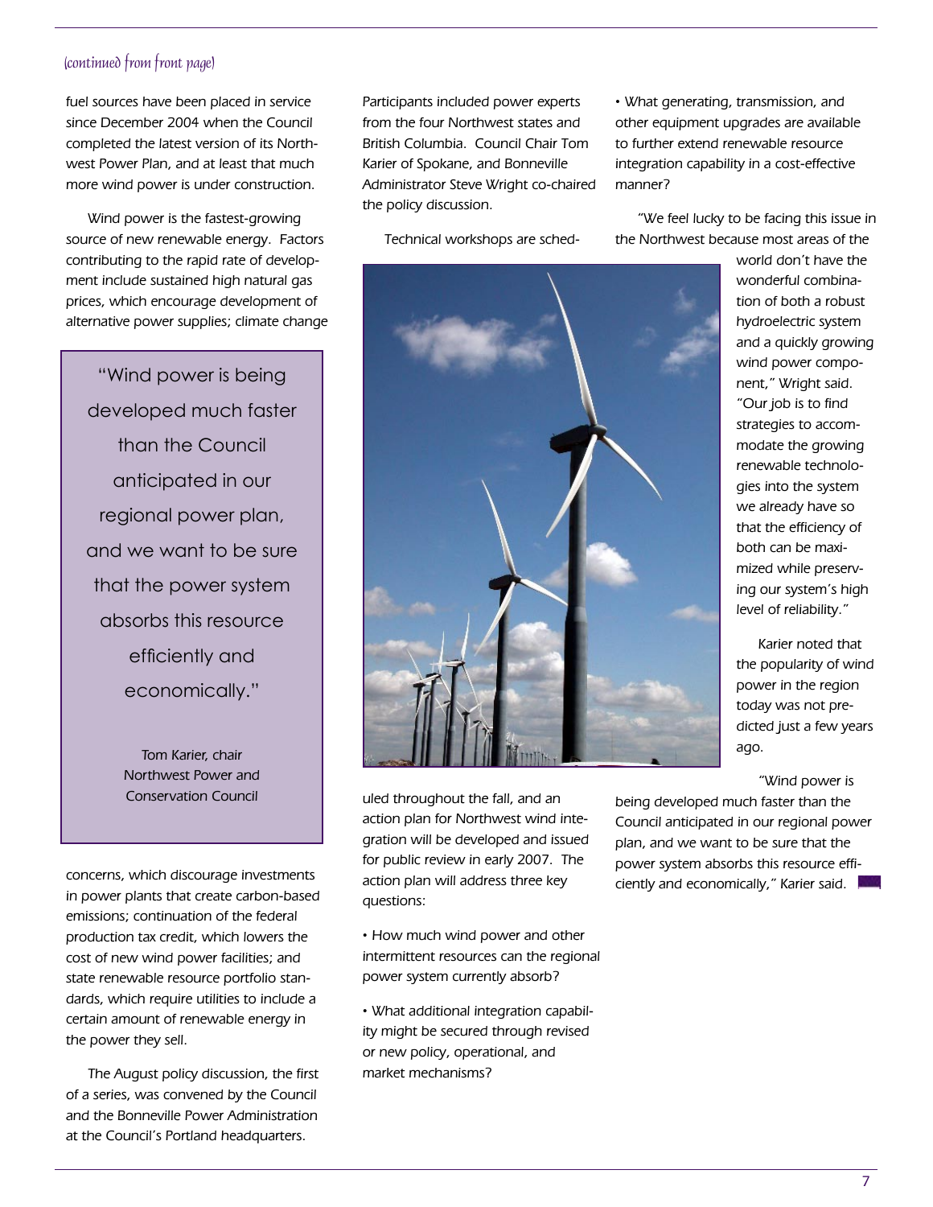*(continued from front page)*

fuel sources have been placed in service since December 2004 when the Council completed the latest version of its Northwest Power Plan, and at least that much more wind power is under construction.

Wind power is the fastest-growing source of new renewable energy. Factors contributing to the rapid rate of development include sustained high natural gas prices, which encourage development of alternative power supplies; climate change concerns, which discourage investments in power plants that create carbon-based emissions; continuation of the federal production tax credit, which lowers the cost of new wind power facilities; and state renewable resource portfolio standards, which require utilities to include a certain amount of renewable energy in the power they sell.

> "Wind power is being developed much faster than the Council anticipated in our regional power plan, and we want to be sure that the power system absorbs this resource efficiently and economically."
>
> Tom Karier, chair
> Northwest Power and Conservation Council

The August policy discussion, the first of a series, was convened by the Council and the Bonneville Power Administration at the Council's Portland headquarters. Participants included power experts from the four Northwest states and British Columbia. Council Chair Tom Karier of Spokane, and Bonneville Administrator Steve Wright co-chaired the policy discussion.

Technical workshops are scheduled throughout the fall, and an action plan for Northwest wind integration will be developed and issued for public review in early 2007. The action plan will address three key questions:

- How much wind power and other intermittent resources can the regional power system currently absorb?
- What additional integration capability might be secured through revised or new policy, operational, and market mechanisms?
- What generating, transmission, and other equipment upgrades are available to further extend renewable resource integration capability in a cost-effective manner?

"We feel lucky to be facing this issue in the Northwest because most areas of the world don't have the wonderful combination of both a robust hydroelectric system and a quickly growing wind power component," Wright said. "Our job is to find strategies to accommodate the growing renewable technologies into the system we already have so that the efficiency of both can be maximized while preserving our system's high level of reliability."

Karier noted that the popularity of wind power in the region today was not predicted just a few years ago.

"Wind power is being developed much faster than the Council anticipated in our regional power plan, and we want to be sure that the power system absorbs this resource efficiently and economically," Karier said.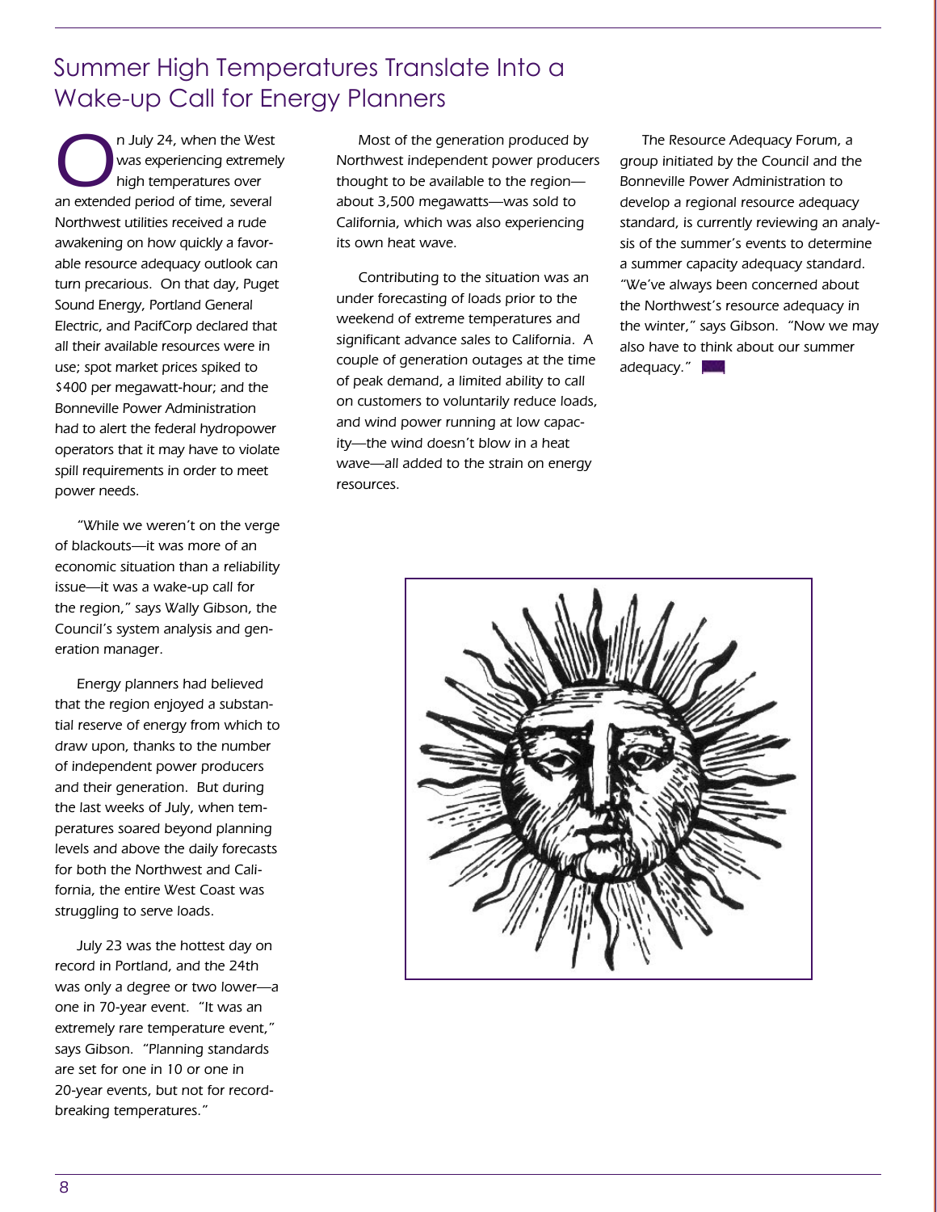# Summer High Temperatures Translate Into a Wake-up Call for Energy Planners

On July 24, when the West was experiencing extremely high temperatures over an extended period of time, several Northwest utilities received a rude awakening on how quickly a favorable resource adequacy outlook can turn precarious. On that day, Puget Sound Energy, Portland General Electric, and PacifCorp declared that all their available resources were in use; spot market prices spiked to $400 per megawatt-hour; and the Bonneville Power Administration had to alert the federal hydropower operators that it may have to violate spill requirements in order to meet power needs.

"While we weren't on the verge of blackouts—it was more of an economic situation than a reliability issue—it was a wake-up call for the region," says Wally Gibson, the Council's system analysis and generation manager.

Energy planners had believed that the region enjoyed a substantial reserve of energy from which to draw upon, thanks to the number of independent power producers and their generation. But during the last weeks of July, when temperatures soared beyond planning levels and above the daily forecasts for both the Northwest and California, the entire West Coast was struggling to serve loads.

July 23 was the hottest day on record in Portland, and the 24th was only a degree or two lower—a one in 70-year event. "It was an extremely rare temperature event," says Gibson. "Planning standards are set for one in 10 or one in 20-year events, but not for record-breaking temperatures."

Most of the generation produced by Northwest independent power producers thought to be available to the region—about 3,500 megawatts—was sold to California, which was also experiencing its own heat wave.

Contributing to the situation was an under forecasting of loads prior to the weekend of extreme temperatures and significant advance sales to California. A couple of generation outages at the time of peak demand, a limited ability to call on customers to voluntarily reduce loads, and wind power running at low capacity—the wind doesn't blow in a heat wave—all added to the strain on energy resources.

The Resource Adequacy Forum, a group initiated by the Council and the Bonneville Power Administration to develop a regional resource adequacy standard, is currently reviewing an analysis of the summer's events to determine a summer capacity adequacy standard. "We've always been concerned about the Northwest's resource adequacy in the winter," says Gibson. "Now we may also have to think about our summer adequacy."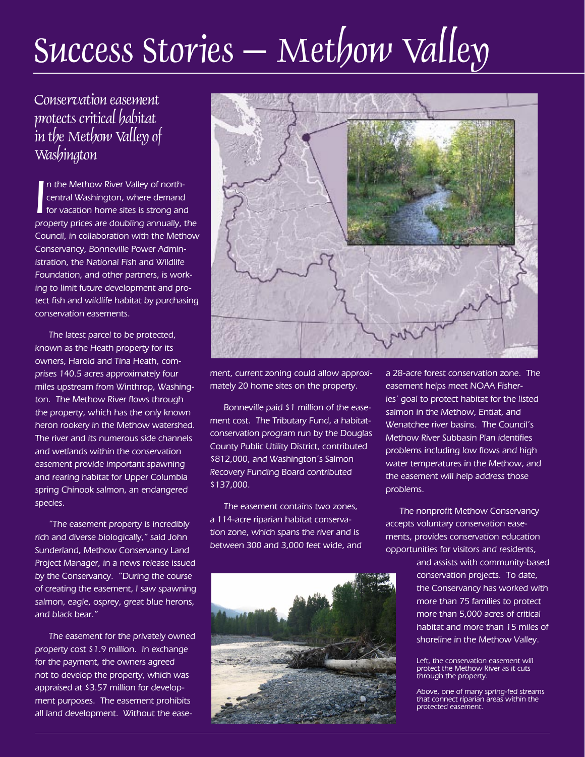# Success Stories — Methow Valley

## Conservation easement protects critical habitat in the Methow Valley of Washington

In the Methow River Valley of north-central Washington, where demand for vacation home sites is strong and property prices are doubling annually, the Council, in collaboration with the Methow Conservancy, Bonneville Power Administration, the National Fish and Wildlife Foundation, and other partners, is working to limit future development and protect fish and wildlife habitat by purchasing conservation easements.

The latest parcel to be protected, known as the Heath property for its owners, Harold and Tina Heath, comprises 140.5 acres approximately four miles upstream from Winthrop, Washington. The Methow River flows through the property, which has the only known heron rookery in the Methow watershed. The river and its numerous side channels and wetlands within the conservation easement provide important spawning and rearing habitat for Upper Columbia spring Chinook salmon, an endangered species.

"The easement property is incredibly rich and diverse biologically," said John Sunderland, Methow Conservancy Land Project Manager, in a news release issued by the Conservancy. "During the course of creating the easement, I saw spawning salmon, eagle, osprey, great blue herons, and black bear."

The easement for the privately owned property cost $1.9 million. In exchange for the payment, the owners agreed not to develop the property, which was appraised at $3.57 million for development purposes. The easement prohibits all land development. Without the easement, current zoning could allow approximately 20 home sites on the property.

Bonneville paid $1 million of the easement cost. The Tributary Fund, a habitat-conservation program run by the Douglas County Public Utility District, contributed $812,000, and Washington's Salmon Recovery Funding Board contributed $137,000.

The easement contains two zones, a 114-acre riparian habitat conservation zone, which spans the river and is between 300 and 3,000 feet wide, and a 28-acre forest conservation zone. The easement helps meet NOAA Fisheries' goal to protect habitat for the listed salmon in the Methow, Entiat, and Wenatchee river basins. The Council's Methow River Subbasin Plan identifies problems including low flows and high water temperatures in the Methow, and the easement will help address those problems.

The nonprofit Methow Conservancy accepts voluntary conservation easements, provides conservation education opportunities for visitors and residents, and assists with community-based conservation projects. To date, the Conservancy has worked with more than 75 families to protect more than 5,000 acres of critical habitat and more than 15 miles of shoreline in the Methow Valley.

Left, the conservation easement will protect the Methow River as it cuts through the property.

Above, one of many spring-fed streams that connect riparian areas within the protected easement.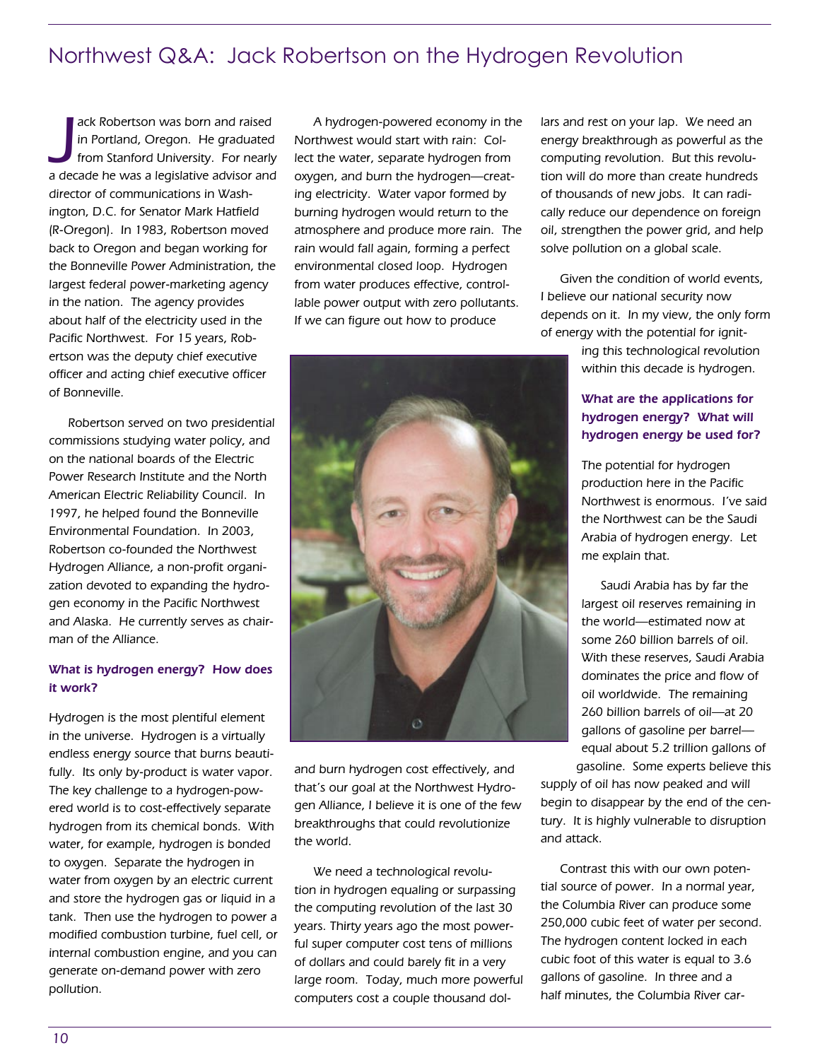# Northwest Q&A: Jack Robertson on the Hydrogen Revolution

Jack Robertson was born and raised in Portland, Oregon. He graduated from Stanford University. For nearly a decade he was a legislative advisor and director of communications in Washington, D.C. for Senator Mark Hatfield (R-Oregon). In 1983, Robertson moved back to Oregon and began working for the Bonneville Power Administration, the largest federal power-marketing agency in the nation. The agency provides about half of the electricity used in the Pacific Northwest. For 15 years, Robertson was the deputy chief executive officer and acting chief executive officer of Bonneville.

Robertson served on two presidential commissions studying water policy, and on the national boards of the Electric Power Research Institute and the North American Electric Reliability Council. In 1997, he helped found the Bonneville Environmental Foundation. In 2003, Robertson co-founded the Northwest Hydrogen Alliance, a non-profit organization devoted to expanding the hydrogen economy in the Pacific Northwest and Alaska. He currently serves as chairman of the Alliance.

**What is hydrogen energy? How does it work?**

*Hydrogen is the most plentiful element in the universe. Hydrogen is a virtually endless energy source that burns beautifully. Its only by-product is water vapor. The key challenge to a hydrogen-powered world is to cost-effectively separate hydrogen from its chemical bonds. With water, for example, hydrogen is bonded to oxygen. Separate the hydrogen in water from oxygen by an electric current and store the hydrogen gas or liquid in a tank. Then use the hydrogen to power a modified combustion turbine, fuel cell, or internal combustion engine, and you can generate on-demand power with zero pollution.*

*A hydrogen-powered economy in the Northwest would start with rain: Collect the water, separate hydrogen from oxygen, and burn the hydrogen—creating electricity. Water vapor formed by burning hydrogen would return to the atmosphere and produce more rain. The rain would fall again, forming a perfect environmental closed loop. Hydrogen from water produces effective, controllable power output with zero pollutants. If we can figure out how to produce and burn hydrogen cost effectively, and that's our goal at the Northwest Hydrogen Alliance, I believe it is one of the few breakthroughs that could revolutionize the world.*

*We need a technological revolution in hydrogen equaling or surpassing the computing revolution of the last 30 years. Thirty years ago the most powerful super computer cost tens of millions of dollars and could barely fit in a very large room. Today, much more powerful computers cost a couple thousand dollars and rest on your lap. We need an energy breakthrough as powerful as the computing revolution. But this revolution will do more than create hundreds of thousands of new jobs. It can radically reduce our dependence on foreign oil, strengthen the power grid, and help solve pollution on a global scale.*

*Given the condition of world events, I believe our national security now depends on it. In my view, the only form of energy with the potential for igniting this technological revolution within this decade is hydrogen.*

**What are the applications for hydrogen energy? What will hydrogen energy be used for?**

*The potential for hydrogen production here in the Pacific Northwest is enormous. I've said the Northwest can be the Saudi Arabia of hydrogen energy. Let me explain that.*

*Saudi Arabia has by far the largest oil reserves remaining in the world—estimated now at some 260 billion barrels of oil. With these reserves, Saudi Arabia dominates the price and flow of oil worldwide. The remaining 260 billion barrels of oil—at 20 gallons of gasoline per barrel—equal about 5.2 trillion gallons of gasoline. Some experts believe this supply of oil has now peaked and will begin to disappear by the end of the century. It is highly vulnerable to disruption and attack.*

*Contrast this with our own potential source of power. In a normal year, the Columbia River can produce some 250,000 cubic feet of water per second. The hydrogen content locked in each cubic foot of this water is equal to 3.6 gallons of gasoline. In three and a half minutes, the Columbia River car-*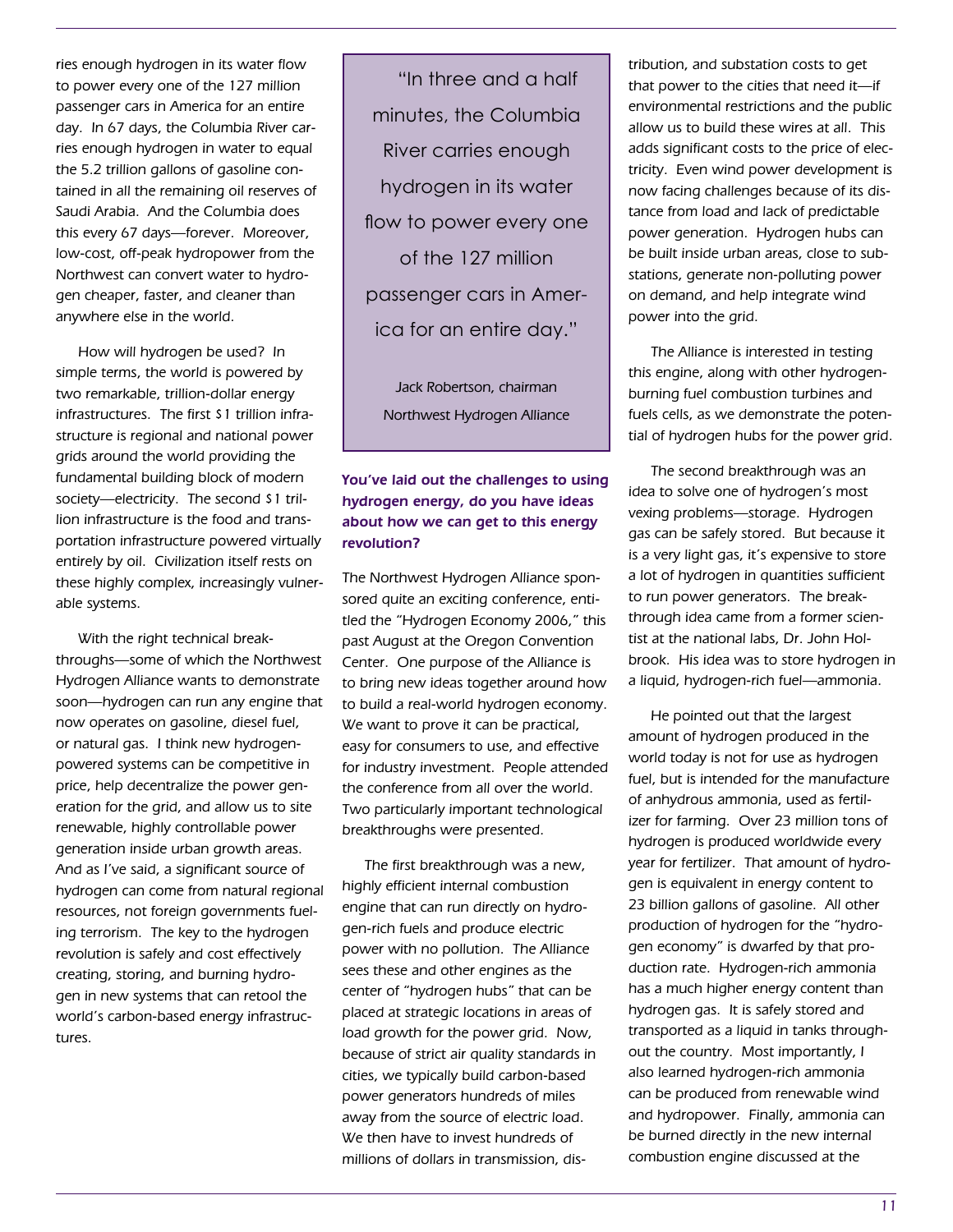ries enough hydrogen in its water flow to power every one of the 127 million passenger cars in America for an entire day. In 67 days, the Columbia River carries enough hydrogen in water to equal the 5.2 trillion gallons of gasoline contained in all the remaining oil reserves of Saudi Arabia. And the Columbia does this every 67 days—forever. Moreover, low-cost, off-peak hydropower from the Northwest can convert water to hydrogen cheaper, faster, and cleaner than anywhere else in the world.

How will hydrogen be used? In simple terms, the world is powered by two remarkable, trillion-dollar energy infrastructures. The first $1 trillion infrastructure is regional and national power grids around the world providing the fundamental building block of modern society—electricity. The second $1 trillion infrastructure is the food and transportation infrastructure powered virtually entirely by oil. Civilization itself rests on these highly complex, increasingly vulnerable systems.

With the right technical breakthroughs—some of which the Northwest Hydrogen Alliance wants to demonstrate soon—hydrogen can run any engine that now operates on gasoline, diesel fuel, or natural gas. I think new hydrogen-powered systems can be competitive in price, help decentralize the power generation for the grid, and allow us to site renewable, highly controllable power generation inside urban growth areas. And as I've said, a significant source of hydrogen can come from natural regional resources, not foreign governments fueling terrorism. The key to the hydrogen revolution is safely and cost effectively creating, storing, and burning hydrogen in new systems that can retool the world's carbon-based energy infrastructures.

> "In three and a half minutes, the Columbia River carries enough hydrogen in its water flow to power every one of the 127 million passenger cars in America for an entire day."
>
> Jack Robertson, chairman
> Northwest Hydrogen Alliance

**You've laid out the challenges to using hydrogen energy, do you have ideas about how we can get to this energy revolution?**

The Northwest Hydrogen Alliance sponsored quite an exciting conference, entitled the "Hydrogen Economy 2006," this past August at the Oregon Convention Center. One purpose of the Alliance is to bring new ideas together around how to build a real-world hydrogen economy. We want to prove it can be practical, easy for consumers to use, and effective for industry investment. People attended the conference from all over the world. Two particularly important technological breakthroughs were presented.

The first breakthrough was a new, highly efficient internal combustion engine that can run directly on hydrogen-rich fuels and produce electric power with no pollution. The Alliance sees these and other engines as the center of "hydrogen hubs" that can be placed at strategic locations in areas of load growth for the power grid. Now, because of strict air quality standards in cities, we typically build carbon-based power generators hundreds of miles away from the source of electric load. We then have to invest hundreds of millions of dollars in transmission, distribution, and substation costs to get that power to the cities that need it—if environmental restrictions and the public allow us to build these wires at all. This adds significant costs to the price of electricity. Even wind power development is now facing challenges because of its distance from load and lack of predictable power generation. Hydrogen hubs can be built inside urban areas, close to substations, generate non-polluting power on demand, and help integrate wind power into the grid.

The Alliance is interested in testing this engine, along with other hydrogen-burning fuel combustion turbines and fuels cells, as we demonstrate the potential of hydrogen hubs for the power grid.

The second breakthrough was an idea to solve one of hydrogen's most vexing problems—storage. Hydrogen gas can be safely stored. But because it is a very light gas, it's expensive to store a lot of hydrogen in quantities sufficient to run power generators. The breakthrough idea came from a former scientist at the national labs, Dr. John Holbrook. His idea was to store hydrogen in a liquid, hydrogen-rich fuel—ammonia.

He pointed out that the largest amount of hydrogen produced in the world today is not for use as hydrogen fuel, but is intended for the manufacture of anhydrous ammonia, used as fertilizer for farming. Over 23 million tons of hydrogen is produced worldwide every year for fertilizer. That amount of hydrogen is equivalent in energy content to 23 billion gallons of gasoline. All other production of hydrogen for the "hydrogen economy" is dwarfed by that production rate. Hydrogen-rich ammonia has a much higher energy content than hydrogen gas. It is safely stored and transported as a liquid in tanks throughout the country. Most importantly, I also learned hydrogen-rich ammonia can be produced from renewable wind and hydropower. Finally, ammonia can be burned directly in the new internal combustion engine discussed at the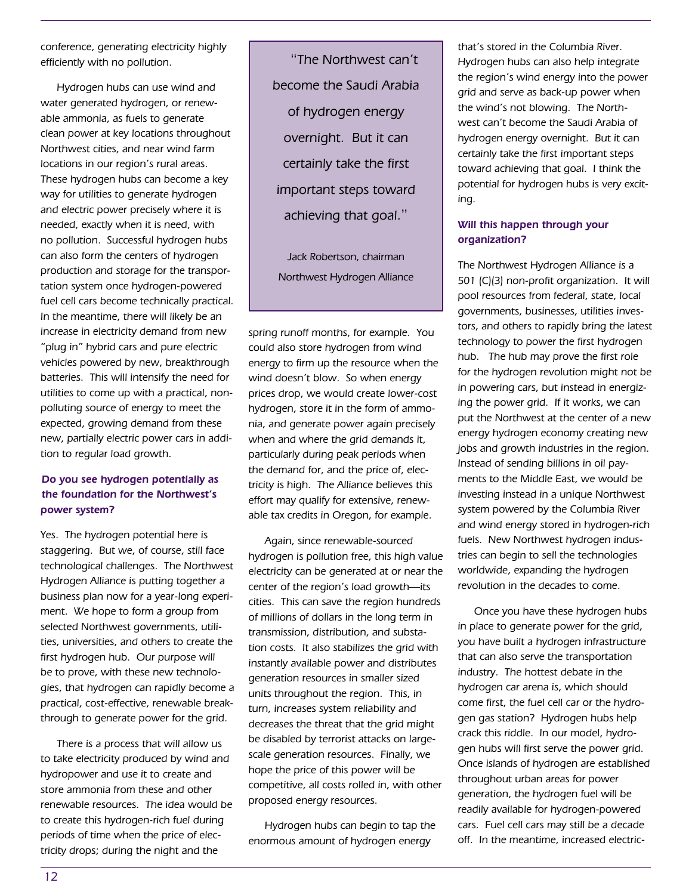conference, generating electricity highly efficiently with no pollution.

Hydrogen hubs can use wind and water generated hydrogen, or renewable ammonia, as fuels to generate clean power at key locations throughout Northwest cities, and near wind farm locations in our region's rural areas. These hydrogen hubs can become a key way for utilities to generate hydrogen and electric power precisely where it is needed, exactly when it is need, with no pollution. Successful hydrogen hubs can also form the centers of hydrogen production and storage for the transportation system once hydrogen-powered fuel cell cars become technically practical. In the meantime, there will likely be an increase in electricity demand from new "plug in" hybrid cars and pure electric vehicles powered by new, breakthrough batteries. This will intensify the need for utilities to come up with a practical, non-polluting source of energy to meet the expected, growing demand from these new, partially electric power cars in addition to regular load growth.

**Do you see hydrogen potentially as the foundation for the Northwest's power system?**

Yes. The hydrogen potential here is staggering. But we, of course, still face technological challenges. The Northwest Hydrogen Alliance is putting together a business plan now for a year-long experiment. We hope to form a group from selected Northwest governments, utilities, universities, and others to create the first hydrogen hub. Our purpose will be to prove, with these new technologies, that hydrogen can rapidly become a practical, cost-effective, renewable breakthrough to generate power for the grid.

There is a process that will allow us to take electricity produced by wind and hydropower and use it to create and store ammonia from these and other renewable resources. The idea would be to create this hydrogen-rich fuel during periods of time when the price of electricity drops; during the night and the spring runoff months, for example. You could also store hydrogen from wind energy to firm up the resource when the wind doesn't blow. So when energy prices drop, we would create lower-cost hydrogen, store it in the form of ammonia, and generate power again precisely when and where the grid demands it, particularly during peak periods when the demand for, and the price of, electricity is high. The Alliance believes this effort may qualify for extensive, renewable tax credits in Oregon, for example.

> "The Northwest can't become the Saudi Arabia of hydrogen energy overnight. But it can certainly take the first important steps toward achieving that goal."
>
> Jack Robertson, chairman
> Northwest Hydrogen Alliance

Again, since renewable-sourced hydrogen is pollution free, this high value electricity can be generated at or near the center of the region's load growth—its cities. This can save the region hundreds of millions of dollars in the long term in transmission, distribution, and substation costs. It also stabilizes the grid with instantly available power and distributes generation resources in smaller sized units throughout the region. This, in turn, increases system reliability and decreases the threat that the grid might be disabled by terrorist attacks on large-scale generation resources. Finally, we hope the price of this power will be competitive, all costs rolled in, with other proposed energy resources.

Hydrogen hubs can begin to tap the enormous amount of hydrogen energy that's stored in the Columbia River. Hydrogen hubs can also help integrate the region's wind energy into the power grid and serve as back-up power when the wind's not blowing. The Northwest can't become the Saudi Arabia of hydrogen energy overnight. But it can certainly take the first important steps toward achieving that goal. I think the potential for hydrogen hubs is very exciting.

**Will this happen through your organization?**

The Northwest Hydrogen Alliance is a 501 (C)(3) non-profit organization. It will pool resources from federal, state, local governments, businesses, utilities investors, and others to rapidly bring the latest technology to power the first hydrogen hub. The hub may prove the first role for the hydrogen revolution might not be in powering cars, but instead in energizing the power grid. If it works, we can put the Northwest at the center of a new energy hydrogen economy creating new jobs and growth industries in the region. Instead of sending billions in oil payments to the Middle East, we would be investing instead in a unique Northwest system powered by the Columbia River and wind energy stored in hydrogen-rich fuels. New Northwest hydrogen industries can begin to sell the technologies worldwide, expanding the hydrogen revolution in the decades to come.

Once you have these hydrogen hubs in place to generate power for the grid, you have built a hydrogen infrastructure that can also serve the transportation industry. The hottest debate in the hydrogen car arena is, which should come first, the fuel cell car or the hydrogen gas station? Hydrogen hubs help crack this riddle. In our model, hydrogen hubs will first serve the power grid. Once islands of hydrogen are established throughout urban areas for power generation, the hydrogen fuel will be readily available for hydrogen-powered cars. Fuel cell cars may still be a decade off. In the meantime, increased electric-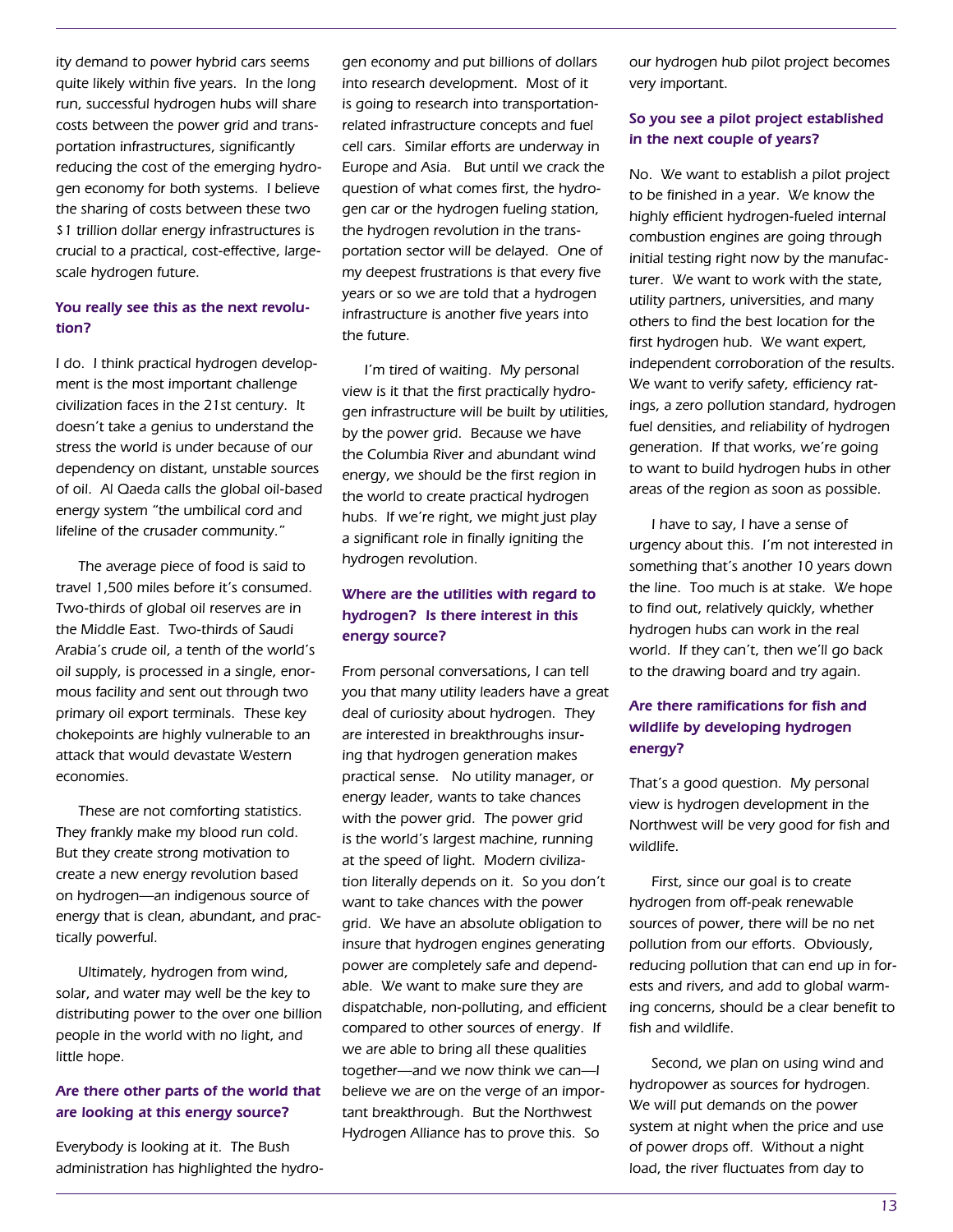ity demand to power hybrid cars seems quite likely within five years. In the long run, successful hydrogen hubs will share costs between the power grid and transportation infrastructures, significantly reducing the cost of the emerging hydrogen economy for both systems. I believe the sharing of costs between these two $1 trillion dollar energy infrastructures is crucial to a practical, cost-effective, large-scale hydrogen future.

**You really see this as the next revolution?**

I do. I think practical hydrogen development is the most important challenge civilization faces in the 21st century. It doesn't take a genius to understand the stress the world is under because of our dependency on distant, unstable sources of oil. Al Qaeda calls the global oil-based energy system "the umbilical cord and lifeline of the crusader community."

The average piece of food is said to travel 1,500 miles before it's consumed. Two-thirds of global oil reserves are in the Middle East. Two-thirds of Saudi Arabia's crude oil, a tenth of the world's oil supply, is processed in a single, enormous facility and sent out through two primary oil export terminals. These key chokepoints are highly vulnerable to an attack that would devastate Western economies.

These are not comforting statistics. They frankly make my blood run cold. But they create strong motivation to create a new energy revolution based on hydrogen—an indigenous source of energy that is clean, abundant, and practically powerful.

Ultimately, hydrogen from wind, solar, and water may well be the key to distributing power to the over one billion people in the world with no light, and little hope.

**Are there other parts of the world that are looking at this energy source?**

Everybody is looking at it. The Bush administration has highlighted the hydrogen economy and put billions of dollars into research development. Most of it is going to research into transportation-related infrastructure concepts and fuel cell cars. Similar efforts are underway in Europe and Asia. But until we crack the question of what comes first, the hydrogen car or the hydrogen fueling station, the hydrogen revolution in the transportation sector will be delayed. One of my deepest frustrations is that every five years or so we are told that a hydrogen infrastructure is another five years into the future.

I'm tired of waiting. My personal view is it that the first practically hydrogen infrastructure will be built by utilities, by the power grid. Because we have the Columbia River and abundant wind energy, we should be the first region in the world to create practical hydrogen hubs. If we're right, we might just play a significant role in finally igniting the hydrogen revolution.

**Where are the utilities with regard to hydrogen? Is there interest in this energy source?**

From personal conversations, I can tell you that many utility leaders have a great deal of curiosity about hydrogen. They are interested in breakthroughs insuring that hydrogen generation makes practical sense. No utility manager, or energy leader, wants to take chances with the power grid. The power grid is the world's largest machine, running at the speed of light. Modern civilization literally depends on it. So you don't want to take chances with the power grid. We have an absolute obligation to insure that hydrogen engines generating power are completely safe and dependable. We want to make sure they are dispatchable, non-polluting, and efficient compared to other sources of energy. If we are able to bring all these qualities together—and we now think we can—I believe we are on the verge of an important breakthrough. But the Northwest Hydrogen Alliance has to prove this. So our hydrogen hub pilot project becomes very important.

**So you see a pilot project established in the next couple of years?**

No. We want to establish a pilot project to be finished in a year. We know the highly efficient hydrogen-fueled internal combustion engines are going through initial testing right now by the manufacturer. We want to work with the state, utility partners, universities, and many others to find the best location for the first hydrogen hub. We want expert, independent corroboration of the results. We want to verify safety, efficiency ratings, a zero pollution standard, hydrogen fuel densities, and reliability of hydrogen generation. If that works, we're going to want to build hydrogen hubs in other areas of the region as soon as possible.

I have to say, I have a sense of urgency about this. I'm not interested in something that's another 10 years down the line. Too much is at stake. We hope to find out, relatively quickly, whether hydrogen hubs can work in the real world. If they can't, then we'll go back to the drawing board and try again.

**Are there ramifications for fish and wildlife by developing hydrogen energy?**

That's a good question. My personal view is hydrogen development in the Northwest will be very good for fish and wildlife.

First, since our goal is to create hydrogen from off-peak renewable sources of power, there will be no net pollution from our efforts. Obviously, reducing pollution that can end up in forests and rivers, and add to global warming concerns, should be a clear benefit to fish and wildlife.

Second, we plan on using wind and hydropower as sources for hydrogen. We will put demands on the power system at night when the price and use of power drops off. Without a night load, the river fluctuates from day to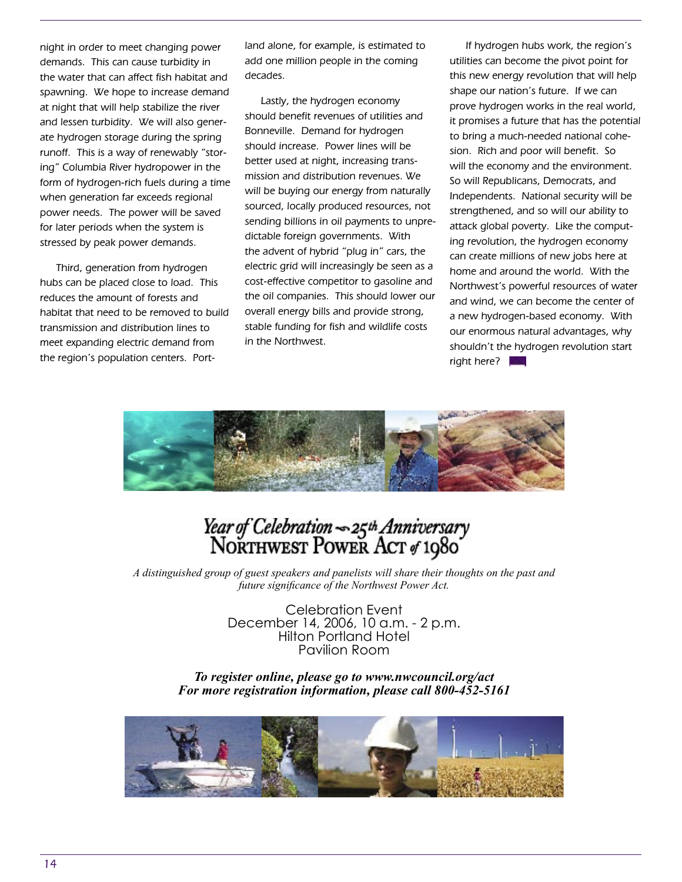night in order to meet changing power demands. This can cause turbidity in the water that can affect fish habitat and spawning. We hope to increase demand at night that will help stabilize the river and lessen turbidity. We will also generate hydrogen storage during the spring runoff. This is a way of renewably "storing" Columbia River hydropower in the form of hydrogen-rich fuels during a time when generation far exceeds regional power needs. The power will be saved for later periods when the system is stressed by peak power demands.

Third, generation from hydrogen hubs can be placed close to load. This reduces the amount of forests and habitat that need to be removed to build transmission and distribution lines to meet expanding electric demand from the region's population centers. Portland alone, for example, is estimated to add one million people in the coming decades.

Lastly, the hydrogen economy should benefit revenues of utilities and Bonneville. Demand for hydrogen should increase. Power lines will be better used at night, increasing transmission and distribution revenues. We will be buying our energy from naturally sourced, locally produced resources, not sending billions in oil payments to unpredictable foreign governments. With the advent of hybrid "plug in" cars, the electric grid will increasingly be seen as a cost-effective competitor to gasoline and the oil companies. This should lower our overall energy bills and provide strong, stable funding for fish and wildlife costs in the Northwest.

If hydrogen hubs work, the region's utilities can become the pivot point for this new energy revolution that will help shape our nation's future. If we can prove hydrogen works in the real world, it promises a future that has the potential to bring a much-needed national cohesion. Rich and poor will benefit. So will the economy and the environment. So will Republicans, Democrats, and Independents. National security will be strengthened, and so will our ability to attack global poverty. Like the computing revolution, the hydrogen economy can create millions of new jobs here at home and around the world. With the Northwest's powerful resources of water and wind, we can become the center of a new hydrogen-based economy. With our enormous natural advantages, why shouldn't the hydrogen revolution start right here?

## *Year of Celebration – 25th Anniversary*
## NORTHWEST POWER ACT *of* 1980

*A distinguished group of guest speakers and panelists will share their thoughts on the past and future significance of the Northwest Power Act.*

Celebration Event
December 14, 2006, 10 a.m. - 2 p.m.
Hilton Portland Hotel
Pavilion Room

***To register online, please go to www.nwcouncil.org/act***
***For more registration information, please call 800-452-5161***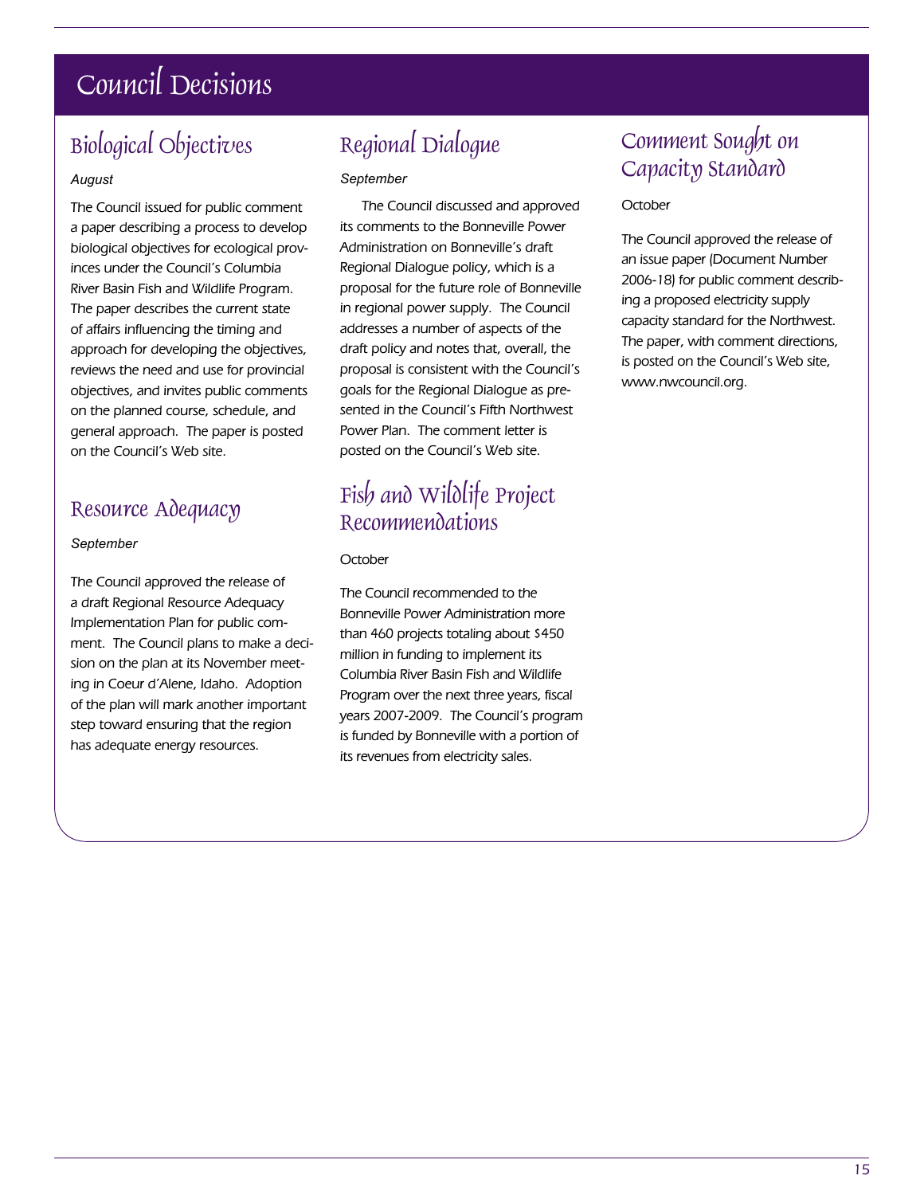# Council Decisions

## Biological Objectives

*August*

The Council issued for public comment a paper describing a process to develop biological objectives for ecological provinces under the Council's Columbia River Basin Fish and Wildlife Program. The paper describes the current state of affairs influencing the timing and approach for developing the objectives, reviews the need and use for provincial objectives, and invites public comments on the planned course, schedule, and general approach. The paper is posted on the Council's Web site.

## Resource Adequacy

*September*

The Council approved the release of a draft Regional Resource Adequacy Implementation Plan for public comment. The Council plans to make a decision on the plan at its November meeting in Coeur d'Alene, Idaho. Adoption of the plan will mark another important step toward ensuring that the region has adequate energy resources.

## Regional Dialogue

*September*

The Council discussed and approved its comments to the Bonneville Power Administration on Bonneville's draft Regional Dialogue policy, which is a proposal for the future role of Bonneville in regional power supply. The Council addresses a number of aspects of the draft policy and notes that, overall, the proposal is consistent with the Council's goals for the Regional Dialogue as presented in the Council's Fifth Northwest Power Plan. The comment letter is posted on the Council's Web site.

## Fish and Wildlife Project Recommendations

October

The Council recommended to the Bonneville Power Administration more than 460 projects totaling about $450 million in funding to implement its Columbia River Basin Fish and Wildlife Program over the next three years, fiscal years 2007-2009. The Council's program is funded by Bonneville with a portion of its revenues from electricity sales.

## Comment Sought on Capacity Standard

October

The Council approved the release of an issue paper (Document Number 2006-18) for public comment describing a proposed electricity supply capacity standard for the Northwest. The paper, with comment directions, is posted on the Council's Web site, www.nwcouncil.org.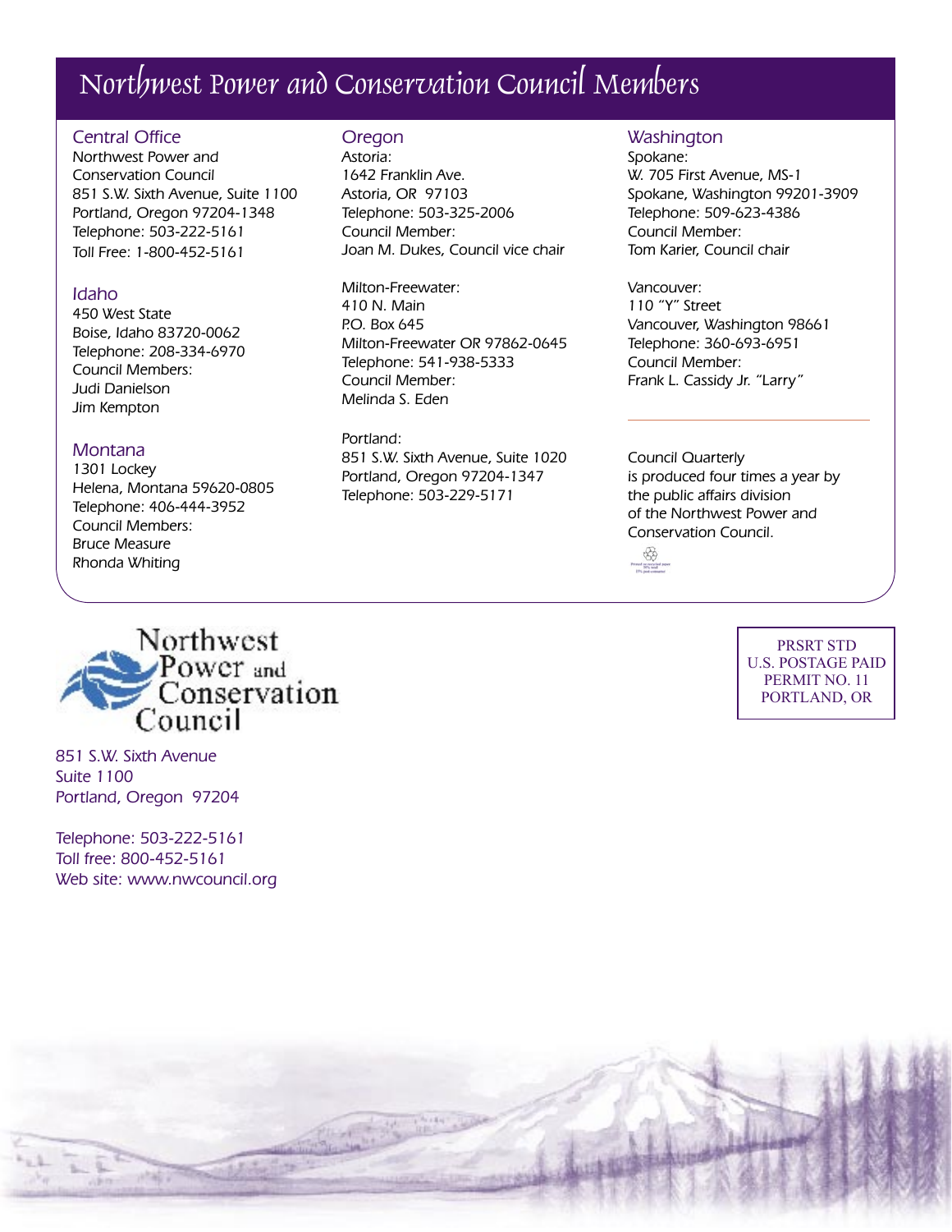# Northwest Power and Conservation Council Members

## Central Office

Northwest Power and
Conservation Council
851 S.W. Sixth Avenue, Suite 1100
Portland, Oregon 97204-1348
Telephone: 503-222-5161
Toll Free: 1-800-452-5161

## Idaho

450 West State
Boise, Idaho 83720-0062
Telephone: 208-334-6970
Council Members:
Judi Danielson
Jim Kempton

## Montana

1301 Lockey
Helena, Montana 59620-0805
Telephone: 406-444-3952
Council Members:
Bruce Measure
Rhonda Whiting

## Oregon

Astoria:
1642 Franklin Ave.
Astoria, OR 97103
Telephone: 503-325-2006
Council Member:
Joan M. Dukes, Council vice chair

Milton-Freewater:
410 N. Main
P.O. Box 645
Milton-Freewater OR 97862-0645
Telephone: 541-938-5333
Council Member:
Melinda S. Eden

Portland:
851 S.W. Sixth Avenue, Suite 1020
Portland, Oregon 97204-1347
Telephone: 503-229-5171

## Washington

Spokane:
W. 705 First Avenue, MS-1
Spokane, Washington 99201-3909
Telephone: 509-623-4386
Council Member:
Tom Karier, Council chair

Vancouver:
110 "Y" Street
Vancouver, Washington 98661
Telephone: 360-693-6951
Council Member:
Frank L. Cassidy Jr. "Larry"

---

Council Quarterly
is produced four times a year by
the public affairs division
of the Northwest Power and
Conservation Council.

Northwest Power and Conservation Council

851 S.W. Sixth Avenue
Suite 1100
Portland, Oregon 97204

Telephone: 503-222-5161
Toll free: 800-452-5161
Web site: www.nwcouncil.org

PRSRT STD
U.S. POSTAGE PAID
PERMIT NO. 11
PORTLAND, OR